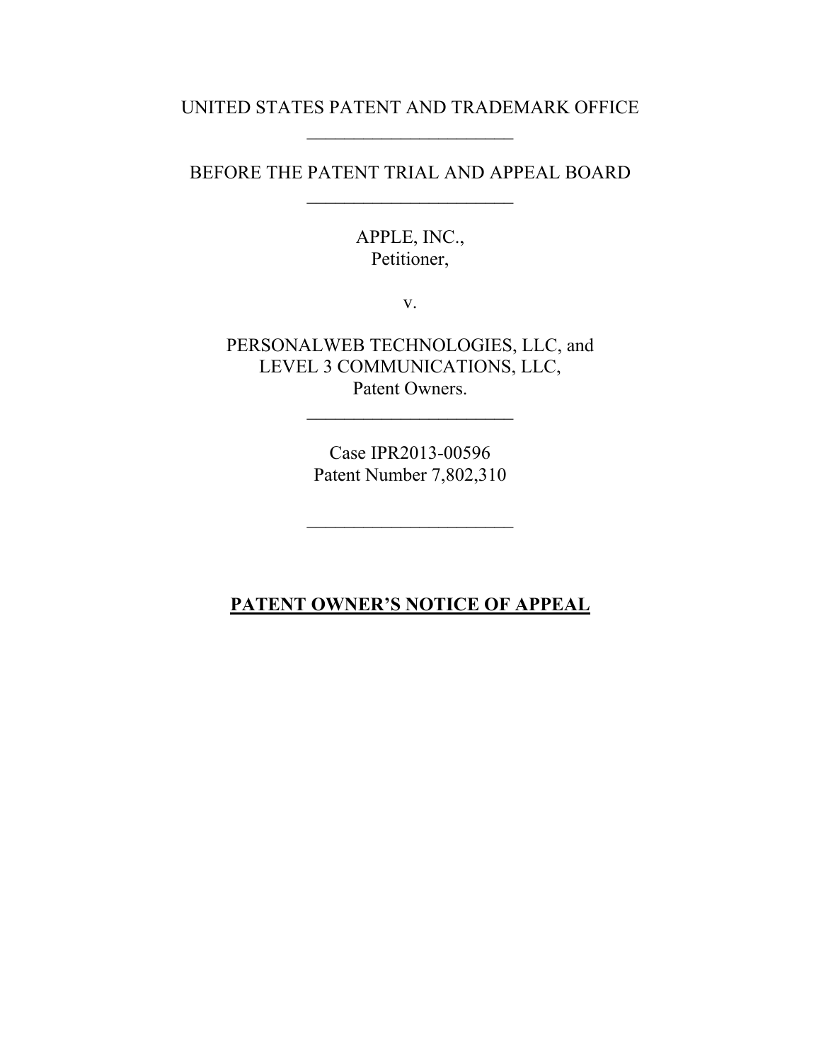UNITED STATES PATENT AND TRADEMARK OFFICE

______________________

BEFORE THE PATENT TRIAL AND APPEAL BOARD

______________________

APPLE, INC.,
Petitioner,

v.

PERSONALWEB TECHNOLOGIES, LLC, and
LEVEL 3 COMMUNICATIONS, LLC,
Patent Owners.

______________________

Case IPR2013-00596
Patent Number 7,802,310

______________________

**PATENT OWNER'S NOTICE OF APPEAL**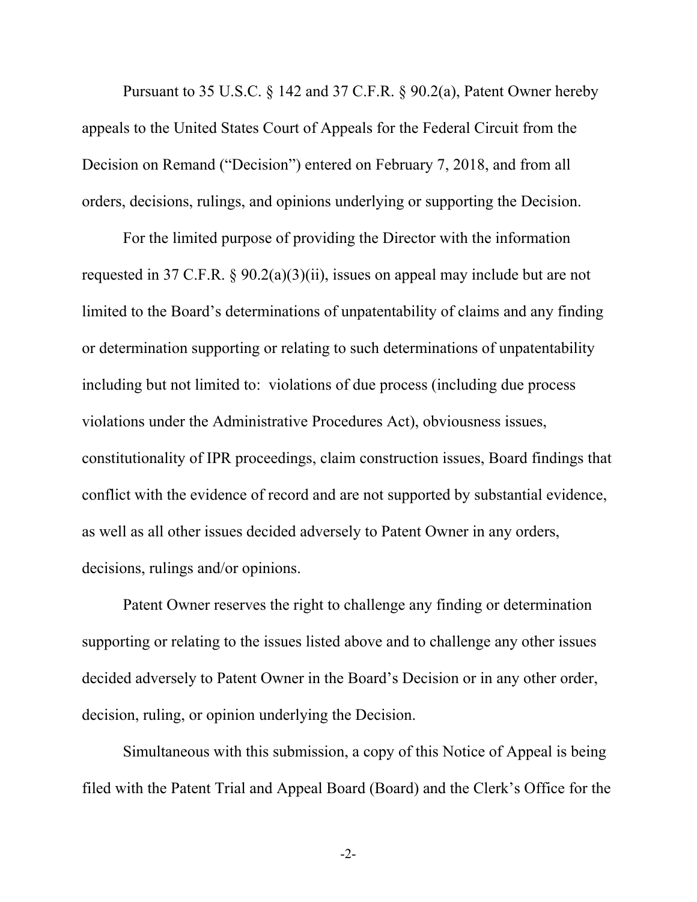Pursuant to 35 U.S.C. § 142 and 37 C.F.R. § 90.2(a), Patent Owner hereby appeals to the United States Court of Appeals for the Federal Circuit from the Decision on Remand ("Decision") entered on February 7, 2018, and from all orders, decisions, rulings, and opinions underlying or supporting the Decision.

For the limited purpose of providing the Director with the information requested in 37 C.F.R. § 90.2(a)(3)(ii), issues on appeal may include but are not limited to the Board's determinations of unpatentability of claims and any finding or determination supporting or relating to such determinations of unpatentability including but not limited to: violations of due process (including due process violations under the Administrative Procedures Act), obviousness issues, constitutionality of IPR proceedings, claim construction issues, Board findings that conflict with the evidence of record and are not supported by substantial evidence, as well as all other issues decided adversely to Patent Owner in any orders, decisions, rulings and/or opinions.

Patent Owner reserves the right to challenge any finding or determination supporting or relating to the issues listed above and to challenge any other issues decided adversely to Patent Owner in the Board's Decision or in any other order, decision, ruling, or opinion underlying the Decision.

Simultaneous with this submission, a copy of this Notice of Appeal is being filed with the Patent Trial and Appeal Board (Board) and the Clerk's Office for the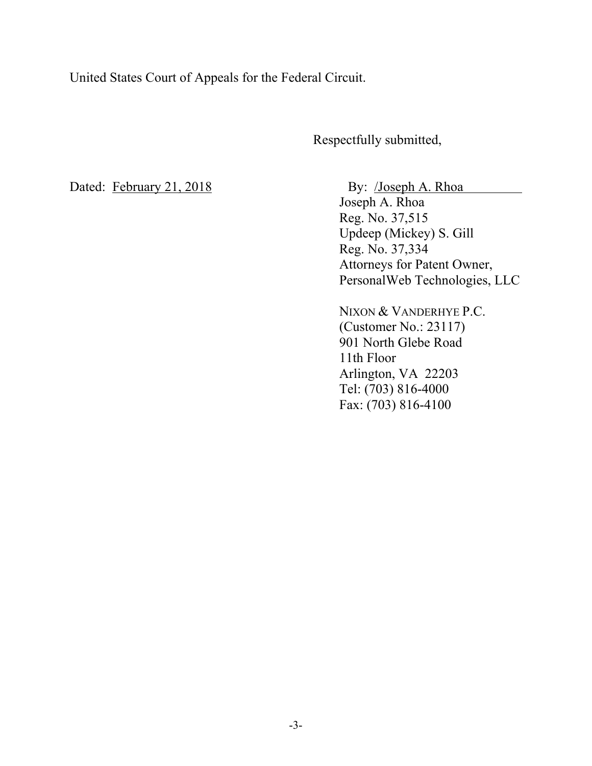United States Court of Appeals for the Federal Circuit.

Respectfully submitted,

Dated: February 21, 2018

By: /Joseph A. Rhoa

Joseph A. Rhoa
Reg. No. 37,515
Updeep (Mickey) S. Gill
Reg. No. 37,334
Attorneys for Patent Owner,
PersonalWeb Technologies, LLC

NIXON & VANDERHYE P.C.
(Customer No.: 23117)
901 North Glebe Road
11th Floor
Arlington, VA 22203
Tel: (703) 816-4000
Fax: (703) 816-4100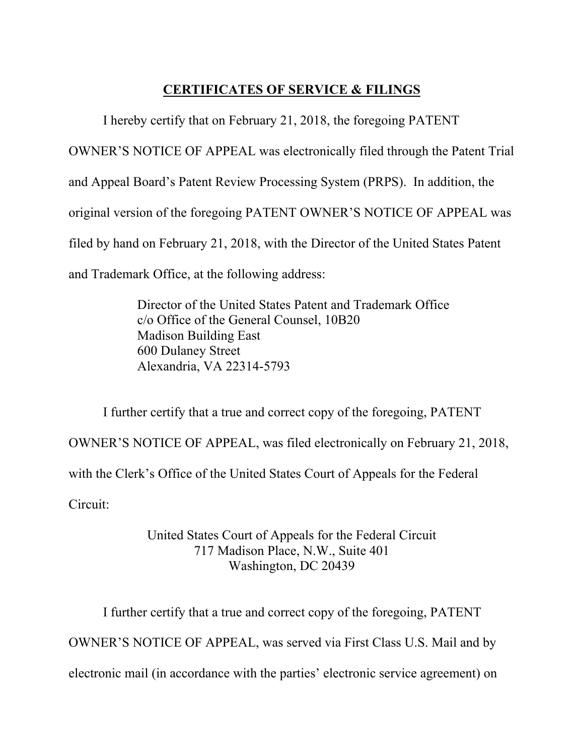## CERTIFICATES OF SERVICE & FILINGS

I hereby certify that on February 21, 2018, the foregoing PATENT OWNER'S NOTICE OF APPEAL was electronically filed through the Patent Trial and Appeal Board's Patent Review Processing System (PRPS). In addition, the original version of the foregoing PATENT OWNER'S NOTICE OF APPEAL was filed by hand on February 21, 2018, with the Director of the United States Patent and Trademark Office, at the following address:

> Director of the United States Patent and Trademark Office
> c/o Office of the General Counsel, 10B20
> Madison Building East
> 600 Dulaney Street
> Alexandria, VA 22314-5793

I further certify that a true and correct copy of the foregoing, PATENT OWNER'S NOTICE OF APPEAL, was filed electronically on February 21, 2018, with the Clerk's Office of the United States Court of Appeals for the Federal Circuit:

> United States Court of Appeals for the Federal Circuit
> 717 Madison Place, N.W., Suite 401
> Washington, DC 20439

I further certify that a true and correct copy of the foregoing, PATENT OWNER'S NOTICE OF APPEAL, was served via First Class U.S. Mail and by electronic mail (in accordance with the parties' electronic service agreement) on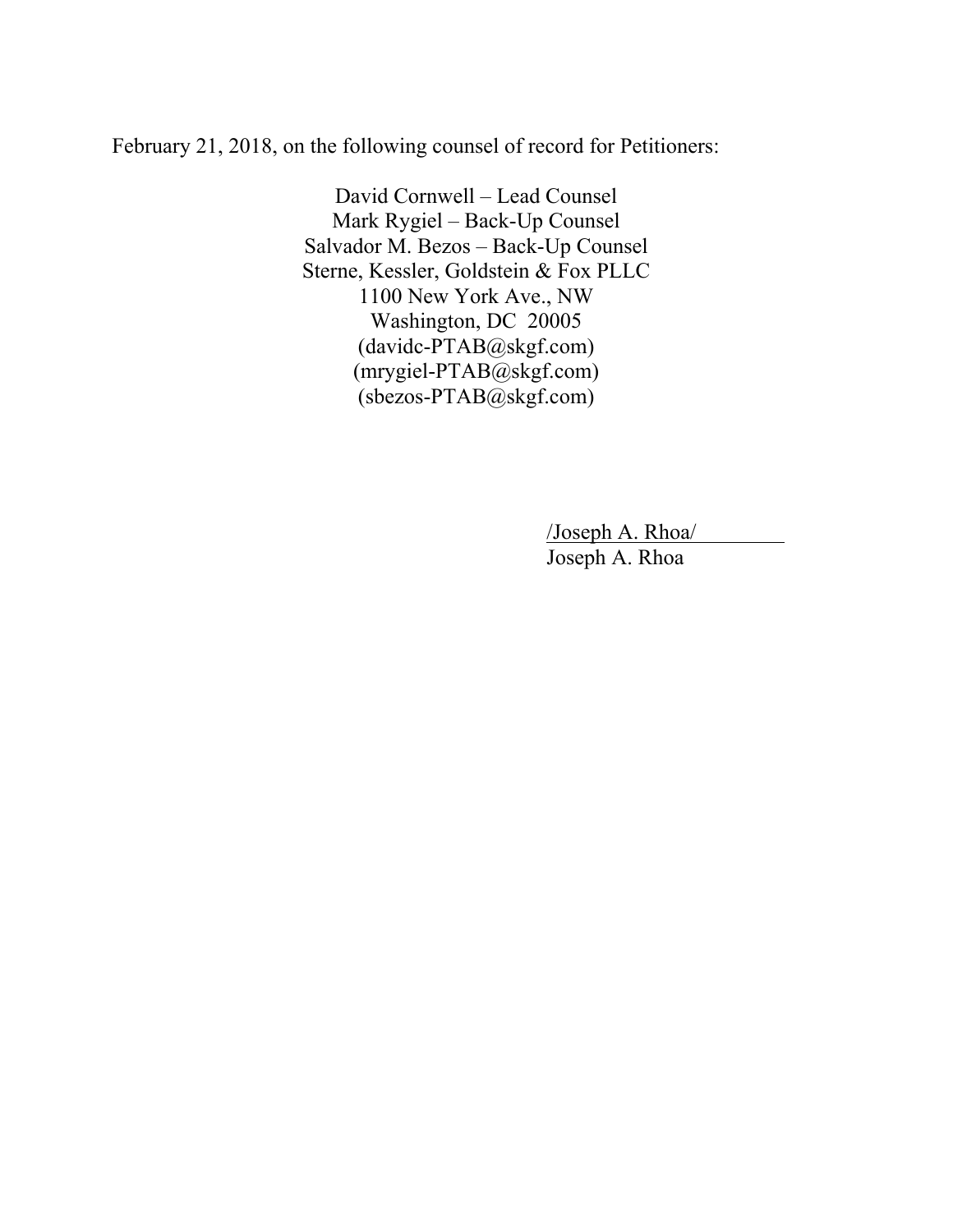February 21, 2018, on the following counsel of record for Petitioners:

David Cornwell – Lead Counsel
Mark Rygiel – Back-Up Counsel
Salvador M. Bezos – Back-Up Counsel
Sterne, Kessler, Goldstein & Fox PLLC
1100 New York Ave., NW
Washington, DC 20005
(davidc-PTAB@skgf.com)
(mrygiel-PTAB@skgf.com)
(sbezos-PTAB@skgf.com)

/Joseph A. Rhoa/
Joseph A. Rhoa